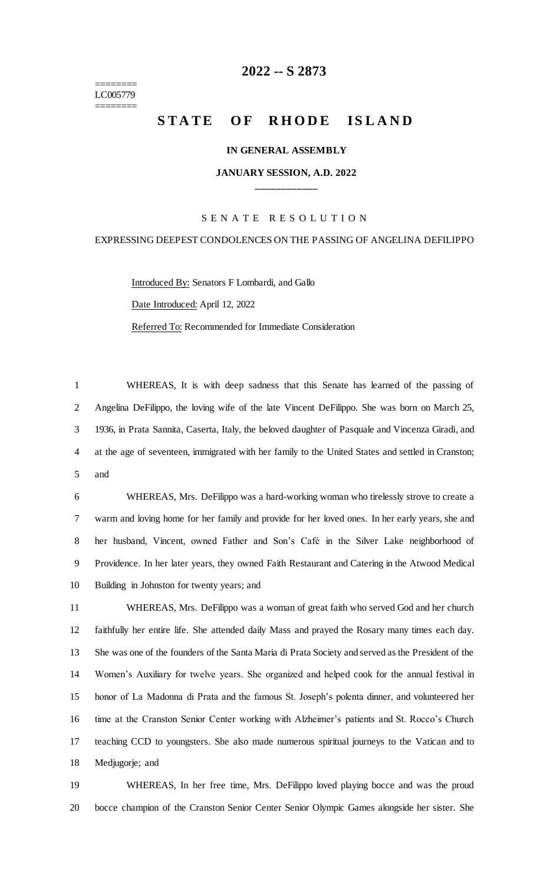# 2022 -- S 2873

========
LC005779
========

# STATE OF RHODE ISLAND

## IN GENERAL ASSEMBLY

## JANUARY SESSION, A.D. 2022

____________

### SENATE RESOLUTION

EXPRESSING DEEPEST CONDOLENCES ON THE PASSING OF ANGELINA DEFILIPPO

Introduced By: Senators F Lombardi, and Gallo

Date Introduced: April 12, 2022

Referred To: Recommended for Immediate Consideration

WHEREAS, It is with deep sadness that this Senate has learned of the passing of Angelina DeFilippo, the loving wife of the late Vincent DeFilippo. She was born on March 25, 1936, in Prata Sannita, Caserta, Italy, the beloved daughter of Pasquale and Vincenza Giradi, and at the age of seventeen, immigrated with her family to the United States and settled in Cranston; and

WHEREAS, Mrs. DeFilippo was a hard-working woman who tirelessly strove to create a warm and loving home for her family and provide for her loved ones. In her early years, she and her husband, Vincent, owned Father and Son's Café in the Silver Lake neighborhood of Providence. In her later years, they owned Faith Restaurant and Catering in the Atwood Medical Building in Johnston for twenty years; and

WHEREAS, Mrs. DeFilippo was a woman of great faith who served God and her church faithfully her entire life. She attended daily Mass and prayed the Rosary many times each day. She was one of the founders of the Santa Maria di Prata Society and served as the President of the Women's Auxiliary for twelve years. She organized and helped cook for the annual festival in honor of La Madonna di Prata and the famous St. Joseph's polenta dinner, and volunteered her time at the Cranston Senior Center working with Alzheimer's patients and St. Rocco's Church teaching CCD to youngsters. She also made numerous spiritual journeys to the Vatican and to Medjugorje; and

WHEREAS, In her free time, Mrs. DeFilippo loved playing bocce and was the proud bocce champion of the Cranston Senior Center Senior Olympic Games alongside her sister. She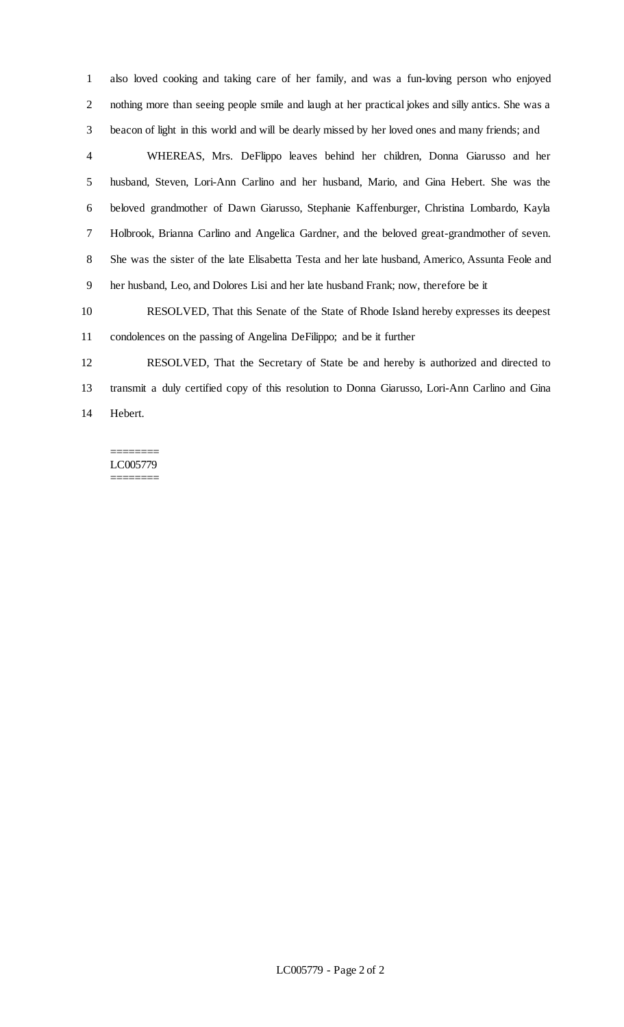also loved cooking and taking care of her family, and was a fun-loving person who enjoyed nothing more than seeing people smile and laugh at her practical jokes and silly antics. She was a beacon of light in this world and will be dearly missed by her loved ones and many friends; and

WHEREAS, Mrs. DeFlippo leaves behind her children, Donna Giarusso and her husband, Steven, Lori-Ann Carlino and her husband, Mario, and Gina Hebert. She was the beloved grandmother of Dawn Giarusso, Stephanie Kaffenburger, Christina Lombardo, Kayla Holbrook, Brianna Carlino and Angelica Gardner, and the beloved great-grandmother of seven. She was the sister of the late Elisabetta Testa and her late husband, Americo, Assunta Feole and her husband, Leo, and Dolores Lisi and her late husband Frank; now, therefore be it

RESOLVED, That this Senate of the State of Rhode Island hereby expresses its deepest condolences on the passing of Angelina DeFilippo; and be it further

RESOLVED, That the Secretary of State be and hereby is authorized and directed to transmit a duly certified copy of this resolution to Donna Giarusso, Lori-Ann Carlino and Gina Hebert.

========
LC005779
========